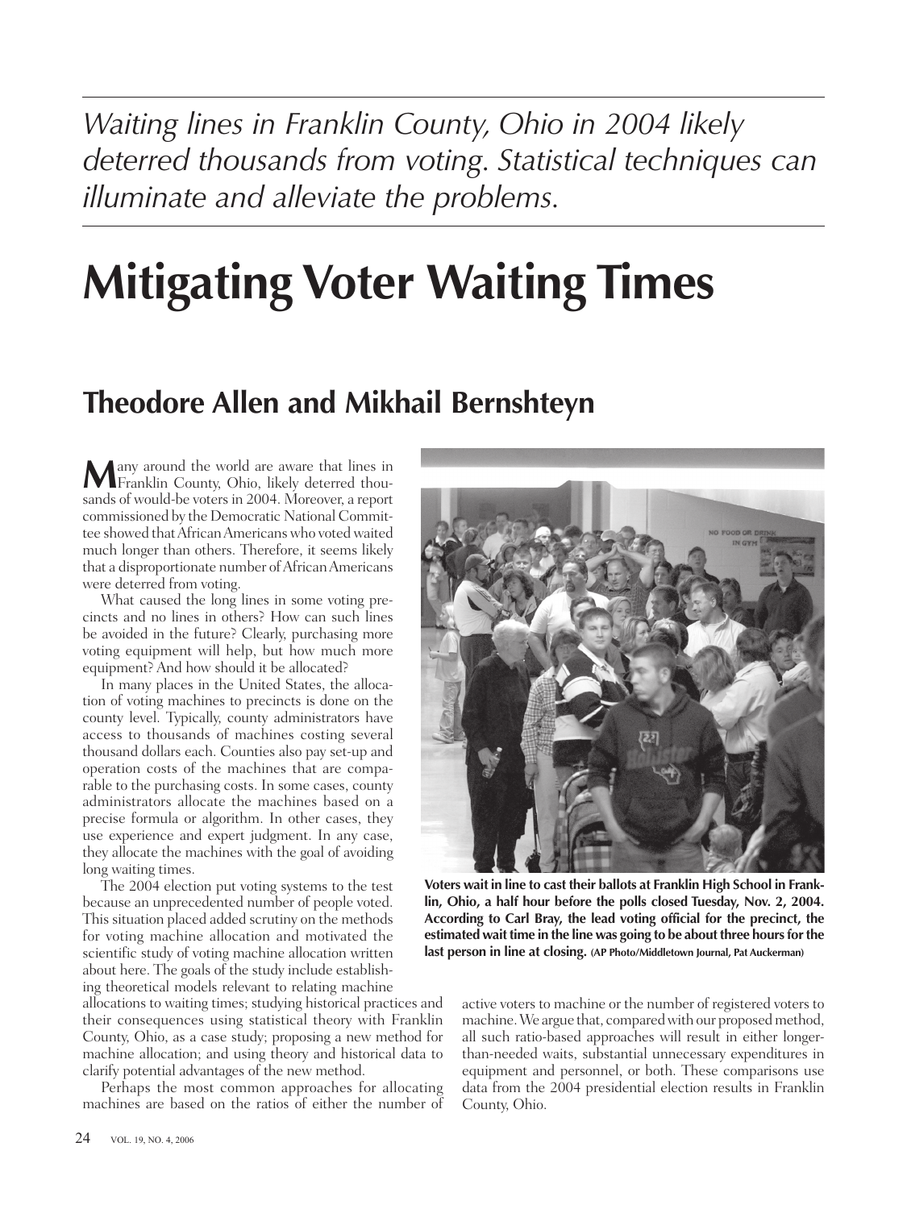*Waiting lines in Franklin County, Ohio in 2004 likely deterred thousands from voting. Statistical techniques can illuminate and alleviate the problems.*

# Mitigating Voter Waiting Times

## Theodore Allen and Mikhail Bernshteyn

Many around the world are aware that lines in Franklin County, Ohio, likely deterred thousands of would-be voters in 2004. Moreover, a report commissioned by the Democratic National Committee showed that African Americans who voted waited much longer than others. Therefore, it seems likely that a disproportionate number of African Americans were deterred from voting.

What caused the long lines in some voting precincts and no lines in others? How can such lines be avoided in the future? Clearly, purchasing more voting equipment will help, but how much more equipment? And how should it be allocated?

In many places in the United States, the allocation of voting machines to precincts is done on the county level. Typically, county administrators have access to thousands of machines costing several thousand dollars each. Counties also pay set-up and operation costs of the machines that are comparable to the purchasing costs. In some cases, county administrators allocate the machines based on a precise formula or algorithm. In other cases, they use experience and expert judgment. In any case, they allocate the machines with the goal of avoiding long waiting times.

The 2004 election put voting systems to the test because an unprecedented number of people voted. This situation placed added scrutiny on the methods for voting machine allocation and motivated the scientific study of voting machine allocation written about here. The goals of the study include establishing theoretical models relevant to relating machine allocations to waiting times; studying historical practices and their consequences using statistical theory with Franklin County, Ohio, as a case study; proposing a new method for machine allocation; and using theory and historical data to clarify potential advantages of the new method.

Perhaps the most common approaches for allocating machines are based on the ratios of either the number of active voters to machine or the number of registered voters to machine. We argue that, compared with our proposed method, all such ratio-based approaches will result in either longer-than-needed waits, substantial unnecessary expenditures in equipment and personnel, or both. These comparisons use data from the 2004 presidential election results in Franklin County, Ohio.

**Voters wait in line to cast their ballots at Franklin High School in Franklin, Ohio, a half hour before the polls closed Tuesday, Nov. 2, 2004. According to Carl Bray, the lead voting official for the precinct, the estimated wait time in the line was going to be about three hours for the last person in line at closing.** **(AP Photo/Middletown Journal, Pat Auckerman)**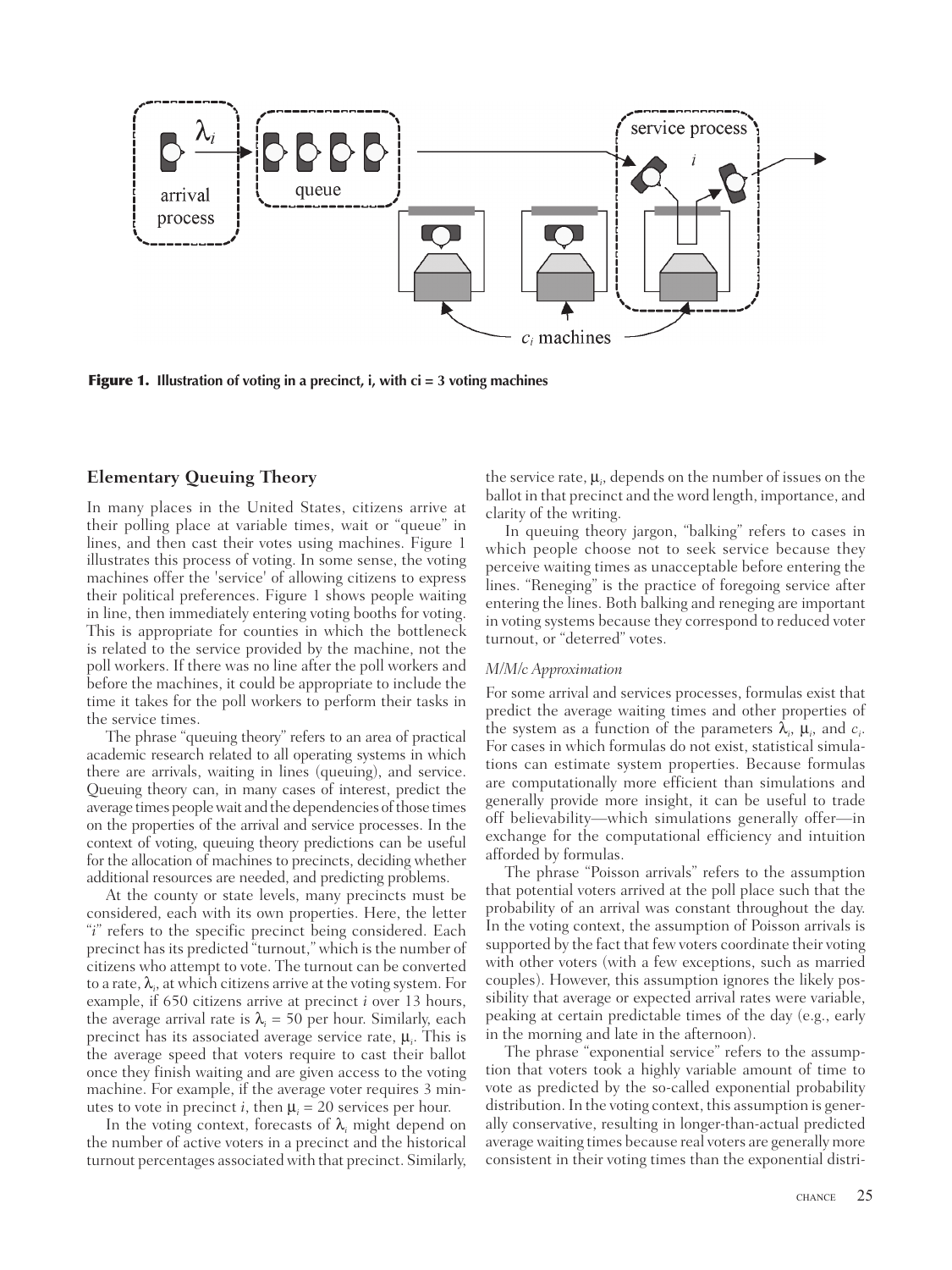Figure 1. Illustration of voting in a precinct, i, with ci = 3 voting machines

## Elementary Queuing Theory

In many places in the United States, citizens arrive at their polling place at variable times, wait or "queue" in lines, and then cast their votes using machines. Figure 1 illustrates this process of voting. In some sense, the voting machines offer the 'service' of allowing citizens to express their political preferences. Figure 1 shows people waiting in line, then immediately entering voting booths for voting. This is appropriate for counties in which the bottleneck is related to the service provided by the machine, not the poll workers. If there was no line after the poll workers and before the machines, it could be appropriate to include the time it takes for the poll workers to perform their tasks in the service times.

The phrase "queuing theory" refers to an area of practical academic research related to all operating systems in which there are arrivals, waiting in lines (queuing), and service. Queuing theory can, in many cases of interest, predict the average times people wait and the dependencies of those times on the properties of the arrival and service processes. In the context of voting, queuing theory predictions can be useful for the allocation of machines to precincts, deciding whether additional resources are needed, and predicting problems.

At the county or state levels, many precincts must be considered, each with its own properties. Here, the letter "$i$" refers to the specific precinct being considered. Each precinct has its predicted "turnout," which is the number of citizens who attempt to vote. The turnout can be converted to a rate, $\lambda_i$, at which citizens arrive at the voting system. For example, if 650 citizens arrive at precinct $i$ over 13 hours, the average arrival rate is $\lambda_i = 50$ per hour. Similarly, each precinct has its associated average service rate, $\mu_i$. This is the average speed that voters require to cast their ballot once they finish waiting and are given access to the voting machine. For example, if the average voter requires 3 minutes to vote in precinct $i$, then $\mu_i = 20$ services per hour.

In the voting context, forecasts of $\lambda_i$ might depend on the number of active voters in a precinct and the historical turnout percentages associated with that precinct. Similarly, the service rate, $\mu_i$, depends on the number of issues on the ballot in that precinct and the word length, importance, and clarity of the writing.

In queuing theory jargon, "balking" refers to cases in which people choose not to seek service because they perceive waiting times as unacceptable before entering the lines. "Reneging" is the practice of foregoing service after entering the lines. Both balking and reneging are important in voting systems because they correspond to reduced voter turnout, or "deterred" votes.

### *M/M/c Approximation*

For some arrival and services processes, formulas exist that predict the average waiting times and other properties of the system as a function of the parameters $\lambda_i$, $\mu_i$, and $c_i$. For cases in which formulas do not exist, statistical simulations can estimate system properties. Because formulas are computationally more efficient than simulations and generally provide more insight, it can be useful to trade off believability—which simulations generally offer—in exchange for the computational efficiency and intuition afforded by formulas.

The phrase "Poisson arrivals" refers to the assumption that potential voters arrived at the poll place such that the probability of an arrival was constant throughout the day. In the voting context, the assumption of Poisson arrivals is supported by the fact that few voters coordinate their voting with other voters (with a few exceptions, such as married couples). However, this assumption ignores the likely possibility that average or expected arrival rates were variable, peaking at certain predictable times of the day (e.g., early in the morning and late in the afternoon).

The phrase "exponential service" refers to the assumption that voters took a highly variable amount of time to vote as predicted by the so-called exponential probability distribution. In the voting context, this assumption is generally conservative, resulting in longer-than-actual predicted average waiting times because real voters are generally more consistent in their voting times than the exponential distri-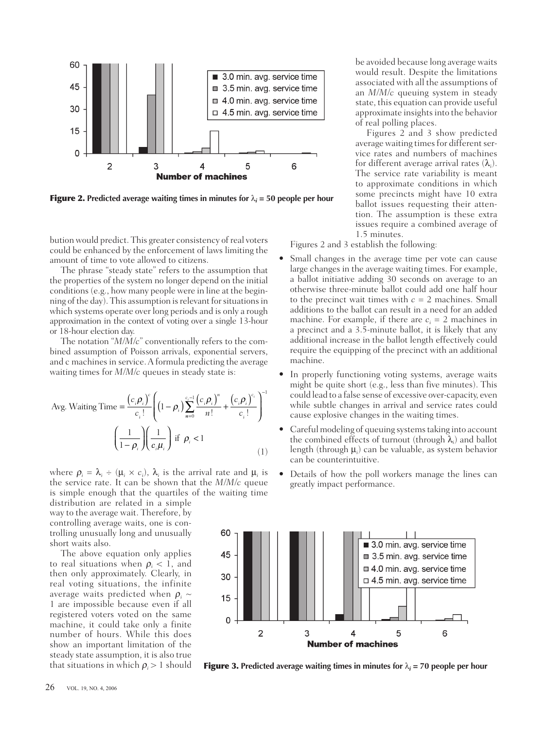**Figure 2. Predicted average waiting times in minutes for $\lambda_i$ = 50 people per hour**

bution would predict. This greater consistency of real voters could be enhanced by the enforcement of laws limiting the amount of time to vote allowed to citizens.

The phrase "steady state" refers to the assumption that the properties of the system no longer depend on the initial conditions (e.g., how many people were in line at the beginning of the day). This assumption is relevant for situations in which systems operate over long periods and is only a rough approximation in the context of voting over a single 13-hour or 18-hour election day.

The notation "*M/M/c*" conventionally refers to the combined assumption of Poisson arrivals, exponential servers, and c machines in service. A formula predicting the average waiting times for *M/M/c* queues in steady state is:

$$\text{Avg. Waiting Time} = \frac{\left(c_i\rho_i\right)^c}{c_i!}\left(\left(1-\rho_i\right)\sum_{n=0}^{c_i-1}\frac{\left(c_i\rho_i\right)^n}{n!}+\frac{\left(c_i\rho_i\right)^{c_i}}{c_i!}\right)^{-1}\left(\frac{1}{1-\rho_i}\right)\left(\frac{1}{c_i\mu_i}\right) \text{ if } \rho_i < 1 \tag{1}$$

where $\rho_i = \lambda_i \div (\mu_i \times c_i)$, $\lambda_i$ is the arrival rate and $\mu_i$ is the service rate. It can be shown that the *M/M/c* queue is simple enough that the quartiles of the waiting time distribution are related in a simple way to the average wait. Therefore, by controlling average waits, one is controlling unusually long and unusually short waits also.

The above equation only applies to real situations when $\rho_i < 1$, and then only approximately. Clearly, in real voting situations, the infinite average waits predicted when $\rho_i \sim 1$ are impossible because even if all registered voters voted on the same machine, it could take only a finite number of hours. While this does show an important limitation of the steady state assumption, it is also true that situations in which $\rho_i > 1$ should be avoided because long average waits would result. Despite the limitations associated with all the assumptions of an *M/M/c* queuing system in steady state, this equation can provide useful approximate insights into the behavior of real polling places.

Figures 2 and 3 show predicted average waiting times for different service rates and numbers of machines for different average arrival rates ($\lambda_i$). The service rate variability is meant to approximate conditions in which some precincts might have 10 extra ballot issues requesting their attention. The assumption is these extra issues require a combined average of 1.5 minutes.

Figures 2 and 3 establish the following:

- Small changes in the average time per vote can cause large changes in the average waiting times. For example, a ballot initiative adding 30 seconds on average to an otherwise three-minute ballot could add one half hour to the precinct wait times with $c$ = 2 machines. Small additions to the ballot can result in a need for an added machine. For example, if there are $c_i$ = 2 machines in a precinct and a 3.5-minute ballot, it is likely that any additional increase in the ballot length effectively could require the equipping of the precinct with an additional machine.
- In properly functioning voting systems, average waits might be quite short (e.g., less than five minutes). This could lead to a false sense of excessive over-capacity, even while subtle changes in arrival and service rates could cause explosive changes in the waiting times.
- Careful modeling of queuing systems taking into account the combined effects of turnout (through $\lambda_i$) and ballot length (through $\mu_i$) can be valuable, as system behavior can be counterintuitive.
- Details of how the poll workers manage the lines can greatly impact performance.

**Figure 3. Predicted average waiting times in minutes for $\lambda_i$ = 70 people per hour**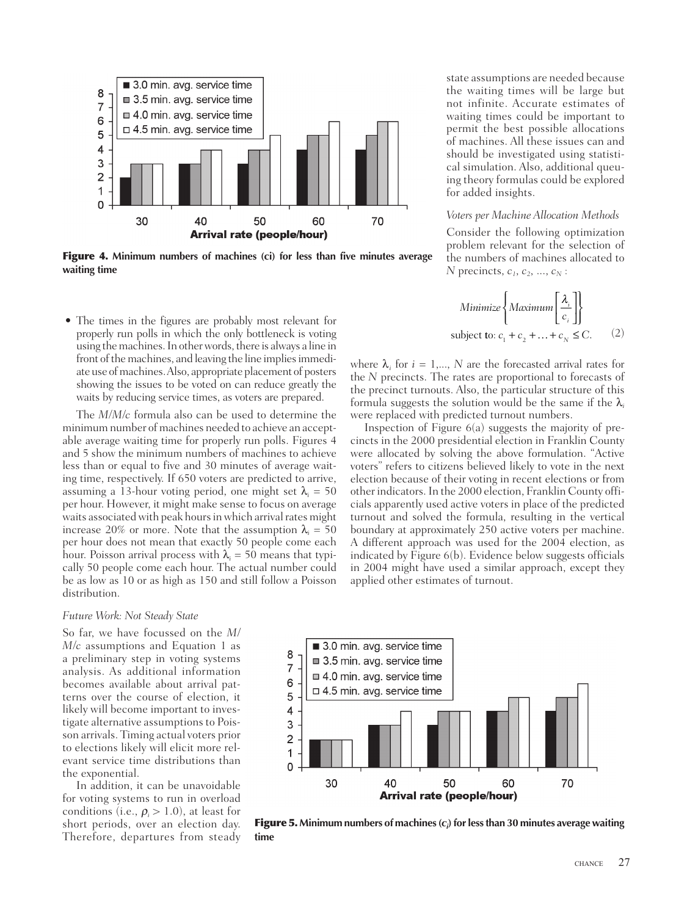**Figure 4.** Minimum numbers of machines (ci) for less than five minutes average waiting time

- The times in the figures are probably most relevant for properly run polls in which the only bottleneck is voting using the machines. In other words, there is always a line in front of the machines, and leaving the line implies immediate use of machines. Also, appropriate placement of posters showing the issues to be voted on can reduce greatly the waits by reducing service times, as voters are prepared.

The *M/M/c* formula also can be used to determine the minimum number of machines needed to achieve an acceptable average waiting time for properly run polls. Figures 4 and 5 show the minimum numbers of machines to achieve less than or equal to five and 30 minutes of average waiting time, respectively. If 650 voters are predicted to arrive, assuming a 13-hour voting period, one might set $\lambda_i = 50$ per hour. However, it might make sense to focus on average waits associated with peak hours in which arrival rates might increase 20% or more. Note that the assumption $\lambda_i = 50$ per hour does not mean that exactly 50 people come each hour. Poisson arrival process with $\lambda_i = 50$ means that typically 50 people come each hour. The actual number could be as low as 10 or as high as 150 and still follow a Poisson distribution.

*Future Work: Not Steady State*

So far, we have focussed on the *M/M/c* assumptions and Equation 1 as a preliminary step in voting systems analysis. As additional information becomes available about arrival patterns over the course of election, it likely will become important to investigate alternative assumptions to Poisson arrivals. Timing actual voters prior to elections likely will elicit more relevant service time distributions than the exponential.

In addition, it can be unavoidable for voting systems to run in overload conditions (i.e., $\rho_i > 1.0$), at least for short periods, over an election day. Therefore, departures from steady state assumptions are needed because the waiting times will be large but not infinite. Accurate estimates of waiting times could be important to permit the best possible allocations of machines. All these issues can and should be investigated using statistical simulation. Also, additional queuing theory formulas could be explored for added insights.

*Voters per Machine Allocation Methods*

Consider the following optimization problem relevant for the selection of the numbers of machines allocated to $N$ precincts, $c_1, c_2, \ldots, c_N$ :

$$Minimize\left\{Maximum\left[\frac{\lambda_i}{c_i}\right]\right\}$$
$$\text{subject to: } c_1 + c_2 + \ldots + c_N \leq C. \qquad (2)$$

where $\lambda_i$ for $i = 1,\ldots, N$ are the forecasted arrival rates for the $N$ precincts. The rates are proportional to forecasts of the precinct turnouts. Also, the particular structure of this formula suggests the solution would be the same if the $\lambda_i$ were replaced with predicted turnout numbers.

Inspection of Figure 6(a) suggests the majority of precincts in the 2000 presidential election in Franklin County were allocated by solving the above formulation. "Active voters" refers to citizens believed likely to vote in the next election because of their voting in recent elections or from other indicators. In the 2000 election, Franklin County officials apparently used active voters in place of the predicted turnout and solved the formula, resulting in the vertical boundary at approximately 250 active voters per machine. A different approach was used for the 2004 election, as indicated by Figure 6(b). Evidence below suggests officials in 2004 might have used a similar approach, except they applied other estimates of turnout.

**Figure 5.** Minimum numbers of machines ($c_i$) for less than 30 minutes average waiting time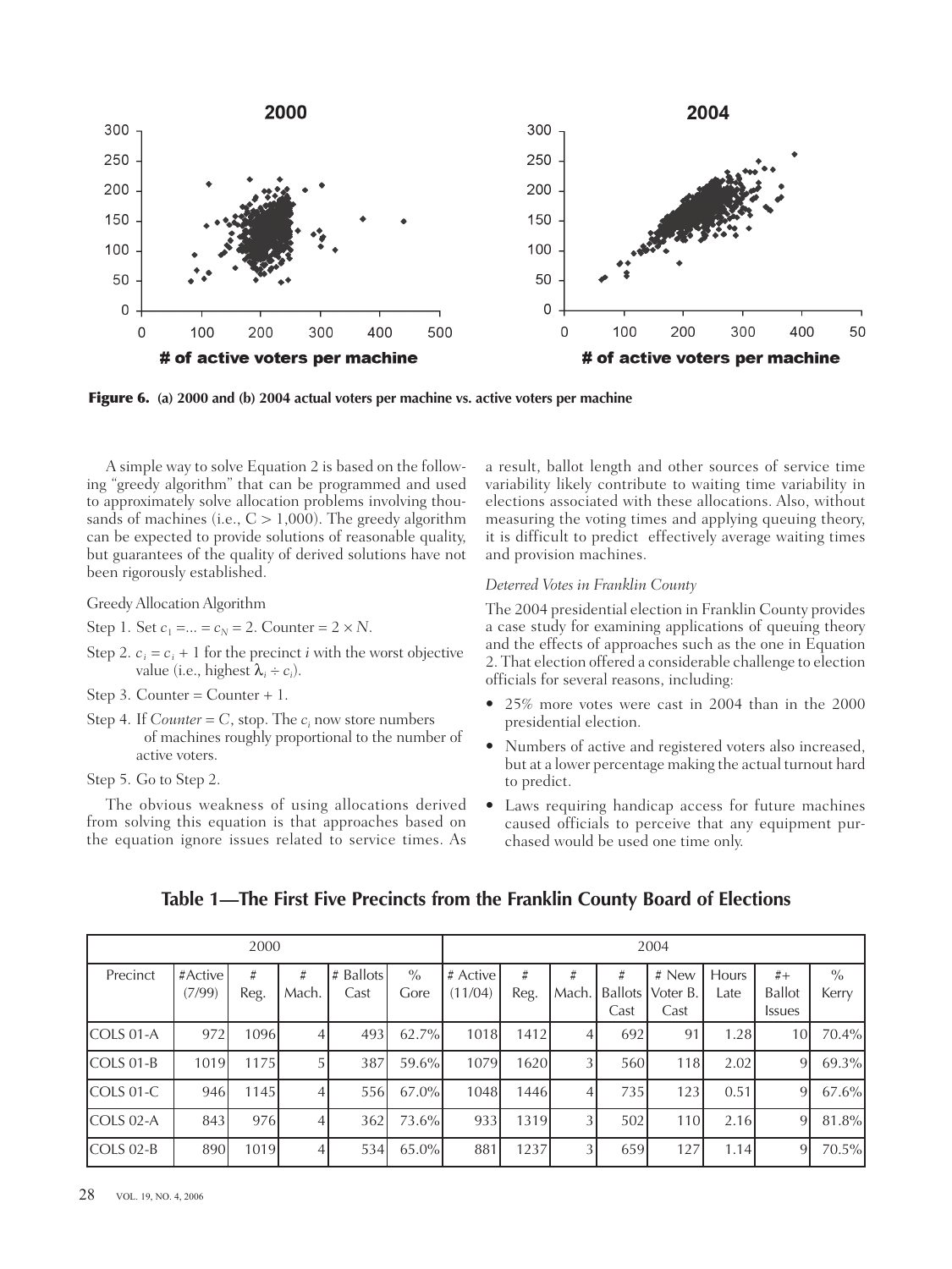**Figure 6. (a) 2000 and (b) 2004 actual voters per machine vs. active voters per machine**

A simple way to solve Equation 2 is based on the following "greedy algorithm" that can be programmed and used to approximately solve allocation problems involving thousands of machines (i.e., C > 1,000). The greedy algorithm can be expected to provide solutions of reasonable quality, but guarantees of the quality of derived solutions have not been rigorously established.

Greedy Allocation Algorithm

Step 1. Set $c_1 = ... = c_N = 2$. Counter = 2 × N.

Step 2. $c_i = c_i + 1$ for the precinct *i* with the worst objective value (i.e., highest $\lambda_i \div c_i$).

Step 3. Counter = Counter + 1.

Step 4. If *Counter* = C, stop. The $c_i$ now store numbers of machines roughly proportional to the number of active voters.

Step 5. Go to Step 2.

The obvious weakness of using allocations derived from solving this equation is that approaches based on the equation ignore issues related to service times. As a result, ballot length and other sources of service time variability likely contribute to waiting time variability in elections associated with these allocations. Also, without measuring the voting times and applying queuing theory, it is difficult to predict effectively average waiting times and provision machines.

*Deterred Votes in Franklin County*

The 2004 presidential election in Franklin County provides a case study for examining applications of queuing theory and the effects of approaches such as the one in Equation 2. That election offered a considerable challenge to election officials for several reasons, including:

- 25% more votes were cast in 2004 than in the 2000 presidential election.
- Numbers of active and registered voters also increased, but at a lower percentage making the actual turnout hard to predict.
- Laws requiring handicap access for future machines caused officials to perceive that any equipment purchased would be used one time only.

**Table 1—The First Five Precincts from the Franklin County Board of Elections**

| | 2000 | | | | | 2004 | | | | | | | |
|---|---|---|---|---|---|---|---|---|---|---|---|---|---|
| Precinct | #Active (7/99) | # Reg. | # Mach. | # Ballots Cast | % Gore | # Active (11/04) | # Reg. | # Mach. | # Ballots Cast | # New Voter B. Cast | Hours Late | #+ Ballot Issues | % Kerry |
| COLS 01-A | 972 | 1096 | 4 | 493 | 62.7% | 1018 | 1412 | 4 | 692 | 91 | 1.28 | 10 | 70.4% |
| COLS 01-B | 1019 | 1175 | 5 | 387 | 59.6% | 1079 | 1620 | 3 | 560 | 118 | 2.02 | 9 | 69.3% |
| COLS 01-C | 946 | 1145 | 4 | 556 | 67.0% | 1048 | 1446 | 4 | 735 | 123 | 0.51 | 9 | 67.6% |
| COLS 02-A | 843 | 976 | 4 | 362 | 73.6% | 933 | 1319 | 3 | 502 | 110 | 2.16 | 9 | 81.8% |
| COLS 02-B | 890 | 1019 | 4 | 534 | 65.0% | 881 | 1237 | 3 | 659 | 127 | 1.14 | 9 | 70.5% |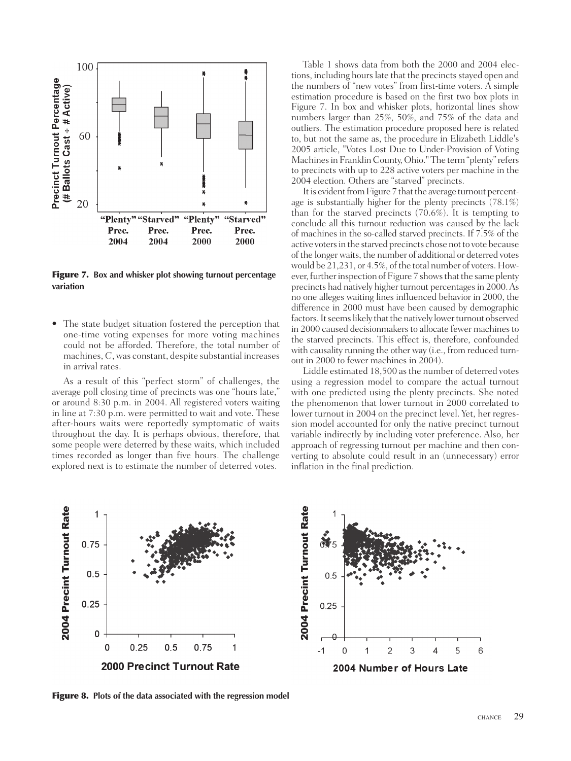**Figure 7.** Box and whisker plot showing turnout percentage variation

- The state budget situation fostered the perception that one-time voting expenses for more voting machines could not be afforded. Therefore, the total number of machines, $C$, was constant, despite substantial increases in arrival rates.

As a result of this "perfect storm" of challenges, the average poll closing time of precincts was one "hours late," or around 8:30 p.m. in 2004. All registered voters waiting in line at 7:30 p.m. were permitted to wait and vote. These after-hours waits were reportedly symptomatic of waits throughout the day. It is perhaps obvious, therefore, that some people were deterred by these waits, which included times recorded as longer than five hours. The challenge explored next is to estimate the number of deterred votes.

Table 1 shows data from both the 2000 and 2004 elections, including hours late that the precincts stayed open and the numbers of "new votes" from first-time voters. A simple estimation procedure is based on the first two box plots in Figure 7. In box and whisker plots, horizontal lines show numbers larger than 25%, 50%, and 75% of the data and outliers. The estimation procedure proposed here is related to, but not the same as, the procedure in Elizabeth Liddle's 2005 article, "Votes Lost Due to Under-Provision of Voting Machines in Franklin County, Ohio." The term "plenty" refers to precincts with up to 228 active voters per machine in the 2004 election. Others are "starved" precincts.

It is evident from Figure 7 that the average turnout percentage is substantially higher for the plenty precincts (78.1%) than for the starved precincts (70.6%). It is tempting to conclude all this turnout reduction was caused by the lack of machines in the so-called starved precincts. If 7.5% of the active voters in the starved precincts chose not to vote because of the longer waits, the number of additional or deterred votes would be 21,231, or 4.5%, of the total number of voters. However, further inspection of Figure 7 shows that the same plenty precincts had natively higher turnout percentages in 2000. As no one alleges waiting lines influenced behavior in 2000, the difference in 2000 must have been caused by demographic factors. It seems likely that the natively lower turnout observed in 2000 caused decisionmakers to allocate fewer machines to the starved precincts. This effect is, therefore, confounded with causality running the other way (i.e., from reduced turnout in 2000 to fewer machines in 2004).

Liddle estimated 18,500 as the number of deterred votes using a regression model to compare the actual turnout with one predicted using the plenty precincts. She noted the phenomenon that lower turnout in 2000 correlated to lower turnout in 2004 on the precinct level. Yet, her regression model accounted for only the native precinct turnout variable indirectly by including voter preference. Also, her approach of regressing turnout per machine and then converting to absolute could result in an (unnecessary) error inflation in the final prediction.

**Figure 8.** Plots of the data associated with the regression model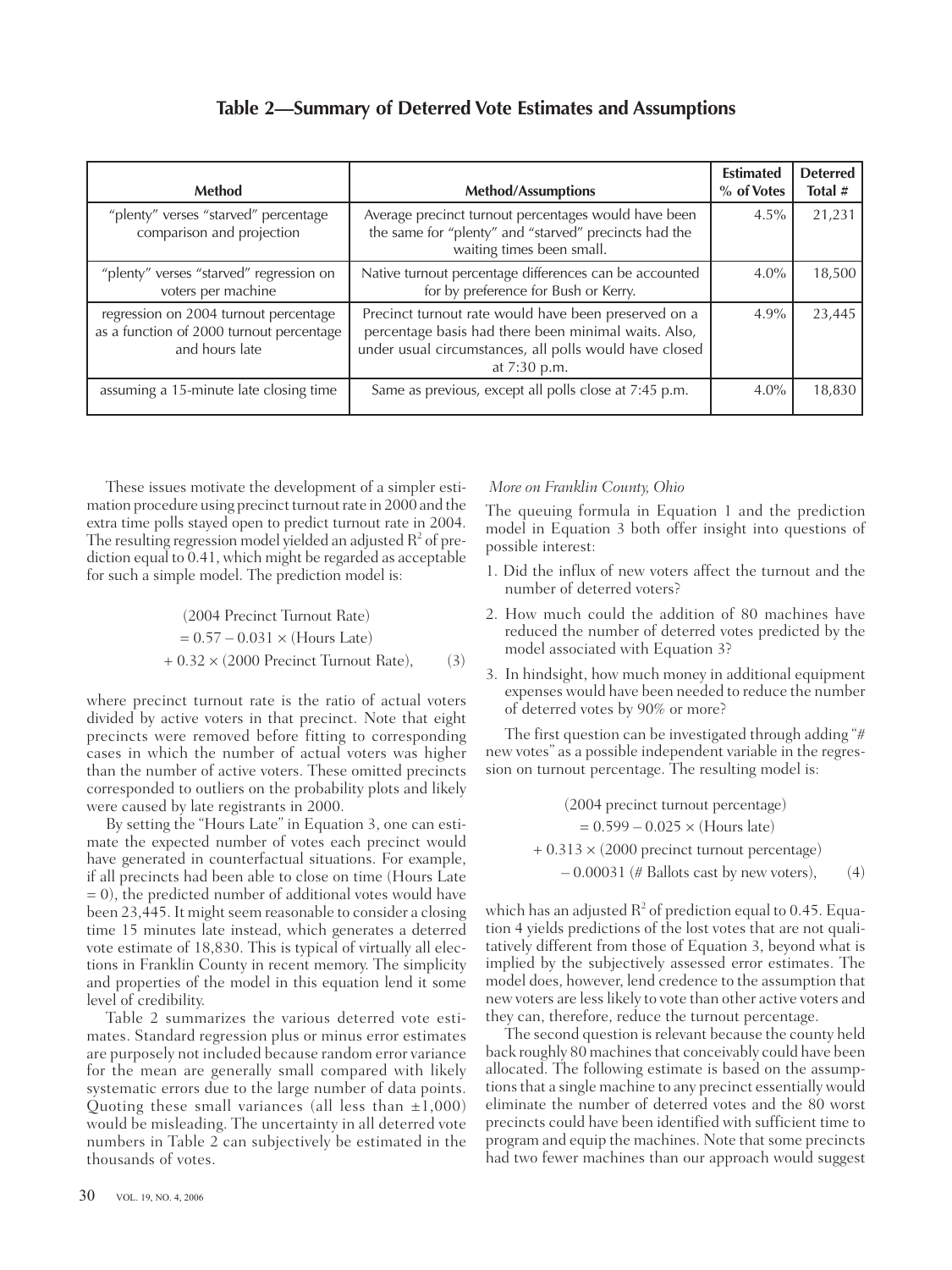## Table 2—Summary of Deterred Vote Estimates and Assumptions

| Method | Method/Assumptions | Estimated % of Votes | Deterred Total # |
|---|---|---|---|
| "plenty" verses "starved" percentage comparison and projection | Average precinct turnout percentages would have been the same for "plenty" and "starved" precincts had the waiting times been small. | 4.5% | 21,231 |
| "plenty" verses "starved" regression on voters per machine | Native turnout percentage differences can be accounted for by preference for Bush or Kerry. | 4.0% | 18,500 |
| regression on 2004 turnout percentage as a function of 2000 turnout percentage and hours late | Precinct turnout rate would have been preserved on a percentage basis had there been minimal waits. Also, under usual circumstances, all polls would have closed at 7:30 p.m. | 4.9% | 23,445 |
| assuming a 15-minute late closing time | Same as previous, except all polls close at 7:45 p.m. | 4.0% | 18,830 |

These issues motivate the development of a simpler estimation procedure using precinct turnout rate in 2000 and the extra time polls stayed open to predict turnout rate in 2004. The resulting regression model yielded an adjusted $R^2$ of prediction equal to 0.41, which might be regarded as acceptable for such a simple model. The prediction model is:

$$\begin{aligned}&(\text{2004 Precinct Turnout Rate})\\&= 0.57 - 0.031 \times (\text{Hours Late})\\&+ 0.32 \times (\text{2000 Precinct Turnout Rate}),\end{aligned} \qquad (3)$$

where precinct turnout rate is the ratio of actual voters divided by active voters in that precinct. Note that eight precincts were removed before fitting to corresponding cases in which the number of actual voters was higher than the number of active voters. These omitted precincts corresponded to outliers on the probability plots and likely were caused by late registrants in 2000.

By setting the "Hours Late" in Equation 3, one can estimate the expected number of votes each precinct would have generated in counterfactual situations. For example, if all precincts had been able to close on time (Hours Late = 0), the predicted number of additional votes would have been 23,445. It might seem reasonable to consider a closing time 15 minutes late instead, which generates a deterred vote estimate of 18,830. This is typical of virtually all elections in Franklin County in recent memory. The simplicity and properties of the model in this equation lend it some level of credibility.

Table 2 summarizes the various deterred vote estimates. Standard regression plus or minus error estimates are purposely not included because random error variance for the mean are generally small compared with likely systematic errors due to the large number of data points. Quoting these small variances (all less than ±1,000) would be misleading. The uncertainty in all deterred vote numbers in Table 2 can subjectively be estimated in the thousands of votes.

*More on Franklin County, Ohio*

The queuing formula in Equation 1 and the prediction model in Equation 3 both offer insight into questions of possible interest:

1. Did the influx of new voters affect the turnout and the number of deterred voters?
2. How much could the addition of 80 machines have reduced the number of deterred votes predicted by the model associated with Equation 3?
3. In hindsight, how much money in additional equipment expenses would have been needed to reduce the number of deterred votes by 90% or more?

The first question can be investigated through adding "# new votes" as a possible independent variable in the regression on turnout percentage. The resulting model is:

$$\begin{aligned}&(\text{2004 precinct turnout percentage})\\&= 0.599 - 0.025 \times (\text{Hours late})\\&+ 0.313 \times (\text{2000 precinct turnout percentage})\\&- 0.00031\ (\text{\# Ballots cast by new voters}),\end{aligned} \qquad (4)$$

which has an adjusted $R^2$ of prediction equal to 0.45. Equation 4 yields predictions of the lost votes that are not qualitatively different from those of Equation 3, beyond what is implied by the subjectively assessed error estimates. The model does, however, lend credence to the assumption that new voters are less likely to vote than other active voters and they can, therefore, reduce the turnout percentage.

The second question is relevant because the county held back roughly 80 machines that conceivably could have been allocated. The following estimate is based on the assumptions that a single machine to any precinct essentially would eliminate the number of deterred votes and the 80 worst precincts could have been identified with sufficient time to program and equip the machines. Note that some precincts had two fewer machines than our approach would suggest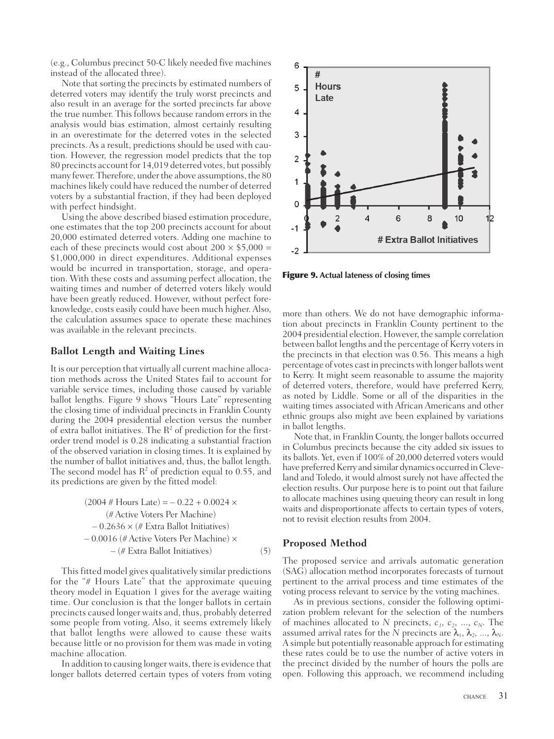(e.g., Columbus precinct 50-C likely needed five machines instead of the allocated three).

Note that sorting the precincts by estimated numbers of deterred voters may identify the truly worst precincts and also result in an average for the sorted precincts far above the true number. This follows because random errors in the analysis would bias estimation, almost certainly resulting in an overestimate for the deterred votes in the selected precincts. As a result, predictions should be used with caution. However, the regression model predicts that the top 80 precincts account for 14,019 deterred votes, but possibly many fewer. Therefore, under the above assumptions, the 80 machines likely could have reduced the number of deterred voters by a substantial fraction, if they had been deployed with perfect hindsight.

Using the above described biased estimation procedure, one estimates that the top 200 precincts account for about 20,000 estimated deterred voters. Adding one machine to each of these precincts would cost about $200 \times \$5{,}000 = \$1{,}000{,}000$ in direct expenditures. Additional expenses would be incurred in transportation, storage, and operation. With these costs and assuming perfect allocation, the waiting times and number of deterred voters likely would have been greatly reduced. However, without perfect foreknowledge, costs easily could have been much higher. Also, the calculation assumes space to operate these machines was available in the relevant precincts.

## Ballot Length and Waiting Lines

It is our perception that virtually all current machine allocation methods across the United States fail to account for variable service times, including those caused by variable ballot lengths. Figure 9 shows "Hours Late" representing the closing time of individual precincts in Franklin County during the 2004 presidential election versus the number of extra ballot initiatives. The $R^2$ of prediction for the first-order trend model is 0.28 indicating a substantial fraction of the observed variation in closing times. It is explained by the number of ballot initiatives and, thus, the ballot length. The second model has $R^2$ of prediction equal to 0.55, and its predictions are given by the fitted model:

$$
\begin{aligned}
(2004 \text{ \# Hours Late}) = &-0.22 + 0.0024 \times \\
&(\text{\# Active Voters Per Machine}) \\
&-0.2636 \times (\text{\# Extra Ballot Initiatives}) \\
&-0.0016\,(\text{\# Active Voters Per Machine}) \times \\
&-(\text{\# Extra Ballot Initiatives})
\end{aligned}
\qquad (5)
$$

This fitted model gives qualitatively similar predictions for the "# Hours Late" that the approximate queuing theory model in Equation 1 gives for the average waiting time. Our conclusion is that the longer ballots in certain precincts caused longer waits and, thus, probably deterred some people from voting. Also, it seems extremely likely that ballot lengths were allowed to cause these waits because little or no provision for them was made in voting machine allocation.

In addition to causing longer waits, there is evidence that longer ballots deterred certain types of voters from voting more than others. We do not have demographic information about precincts in Franklin County pertinent to the 2004 presidential election. However, the sample correlation between ballot lengths and the percentage of Kerry voters in the precincts in that election was 0.56. This means a high percentage of votes cast in precincts with longer ballots went to Kerry. It might seem reasonable to assume the majority of deterred voters, therefore, would have preferred Kerry, as noted by Liddle. Some or all of the disparities in the waiting times associated with African Americans and other ethnic groups also might ave been explained by variations in ballot lengths.

**Figure 9.** Actual lateness of closing times

Note that, in Franklin County, the longer ballots occurred in Columbus precincts because the city added six issues to its ballots. Yet, even if 100% of 20,000 deterred voters would have preferred Kerry and similar dynamics occurred in Cleveland and Toledo, it would almost surely not have affected the election results. Our purpose here is to point out that failure to allocate machines using queuing theory can result in long waits and disproportionate affects to certain types of voters, not to revisit election results from 2004.

## Proposed Method

The proposed service and arrivals automatic generation (SAG) allocation method incorporates forecasts of turnout pertinent to the arrival process and time estimates of the voting process relevant to service by the voting machines.

As in previous sections, consider the following optimization problem relevant for the selection of the numbers of machines allocated to $N$ precincts, $c_1, c_2, \ldots, c_N$. The assumed arrival rates for the $N$ precincts are $\lambda_1, \lambda_2, \ldots, \lambda_N$. A simple but potentially reasonable approach for estimating these rates could be to use the number of active voters in the precinct divided by the number of hours the polls are open. Following this approach, we recommend including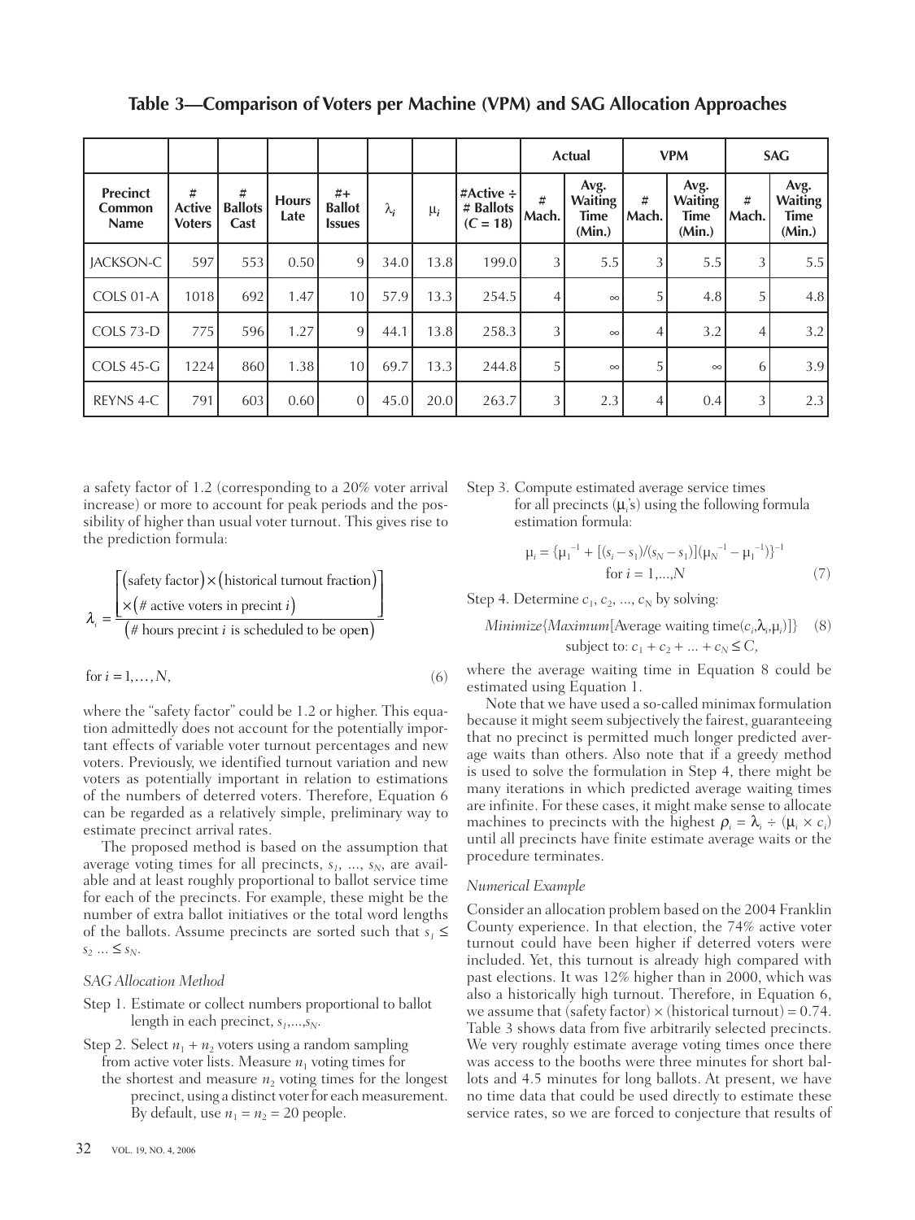**Table 3—Comparison of Voters per Machine (VPM) and SAG Allocation Approaches**

| | | | | | | | | Actual | | VPM | | SAG | |
|---|---|---|---|---|---|---|---|---|---|---|---|---|---|
| Precinct Common Name | # Active Voters | # Ballots Cast | Hours Late | #+ Ballot Issues | $\lambda_i$ | $\mu_i$ | #Active ÷ # Ballots ($C = 18$) | # Mach. | Avg. Waiting Time (Min.) | # Mach. | Avg. Waiting Time (Min.) | # Mach. | Avg. Waiting Time (Min.) |
| JACKSON-C | 597 | 553 | 0.50 | 9 | 34.0 | 13.8 | 199.0 | 3 | 5.5 | 3 | 5.5 | 3 | 5.5 |
| COLS 01-A | 1018 | 692 | 1.47 | 10 | 57.9 | 13.3 | 254.5 | 4 | ∞ | 5 | 4.8 | 5 | 4.8 |
| COLS 73-D | 775 | 596 | 1.27 | 9 | 44.1 | 13.8 | 258.3 | 3 | ∞ | 4 | 3.2 | 4 | 3.2 |
| COLS 45-G | 1224 | 860 | 1.38 | 10 | 69.7 | 13.3 | 244.8 | 5 | ∞ | 5 | ∞ | 6 | 3.9 |
| REYNS 4-C | 791 | 603 | 0.60 | 0 | 45.0 | 20.0 | 263.7 | 3 | 2.3 | 4 | 0.4 | 3 | 2.3 |

a safety factor of 1.2 (corresponding to a 20% voter arrival increase) or more to account for peak periods and the possibility of higher than usual voter turnout. This gives rise to the prediction formula:

$$\lambda_i = \frac{\left[\begin{array}{l}(\text{safety factor}) \times (\text{historical turnout fraction}) \\ \times (\#\text{ active voters in precint } i)\end{array}\right]}{(\#\text{ hours precint } i \text{ is scheduled to be open})}$$

$$\text{for } i = 1, \ldots, N, \tag{6}$$

where the "safety factor" could be 1.2 or higher. This equation admittedly does not account for the potentially important effects of variable voter turnout percentages and new voters. Previously, we identified turnout variation and new voters as potentially important in relation to estimations of the numbers of deterred voters. Therefore, Equation 6 can be regarded as a relatively simple, preliminary way to estimate precinct arrival rates.

The proposed method is based on the assumption that average voting times for all precincts, $s_1, \ldots, s_N$, are available and at least roughly proportional to ballot service time for each of the precincts. For example, these might be the number of extra ballot initiatives or the total word lengths of the ballots. Assume precincts are sorted such that $s_1 \leq s_2 \ldots \leq s_N$.

*SAG Allocation Method*

Step 1. Estimate or collect numbers proportional to ballot length in each precinct, $s_1, \ldots, s_N$.

Step 2. Select $n_1 + n_2$ voters using a random sampling from active voter lists. Measure $n_1$ voting times for the shortest and measure $n_2$ voting times for the longest precinct, using a distinct voter for each measurement. By default, use $n_1 = n_2 = 20$ people.

Step 3. Compute estimated average service times for all precincts ($\mu_i$'s) using the following formula estimation formula:

$$\mu_i = \{\mu_1^{-1} + [(s_i - s_1)/(s_N - s_1)](\mu_N^{-1} - \mu_1^{-1})\}^{-1}$$
$$\text{for } i = 1, \ldots, N \tag{7}$$

Step 4. Determine $c_1, c_2, \ldots, c_N$ by solving:

$$\textit{Minimize}\{\textit{Maximum}[\text{Average waiting time}(c_i, \lambda_i, \mu_i)]\} \tag{8}$$
$$\text{subject to: } c_1 + c_2 + \ldots + c_N \leq C,$$

where the average waiting time in Equation 8 could be estimated using Equation 1.

Note that we have used a so-called minimax formulation because it might seem subjectively the fairest, guaranteeing that no precinct is permitted much longer predicted average waits than others. Also note that if a greedy method is used to solve the formulation in Step 4, there might be many iterations in which predicted average waiting times are infinite. For these cases, it might make sense to allocate machines to precincts with the highest $\rho_i = \lambda_i \div (\mu_i \times c_i)$ until all precincts have finite estimate average waits or the procedure terminates.

*Numerical Example*

Consider an allocation problem based on the 2004 Franklin County experience. In that election, the 74% active voter turnout could have been higher if deterred voters were included. Yet, this turnout is already high compared with past elections. It was 12% higher than in 2000, which was also a historically high turnout. Therefore, in Equation 6, we assume that (safety factor) × (historical turnout) = 0.74. Table 3 shows data from five arbitrarily selected precincts. We very roughly estimate average voting times once there was access to the booths were three minutes for short ballots and 4.5 minutes for long ballots. At present, we have no time data that could be used directly to estimate these service rates, so we are forced to conjecture that results of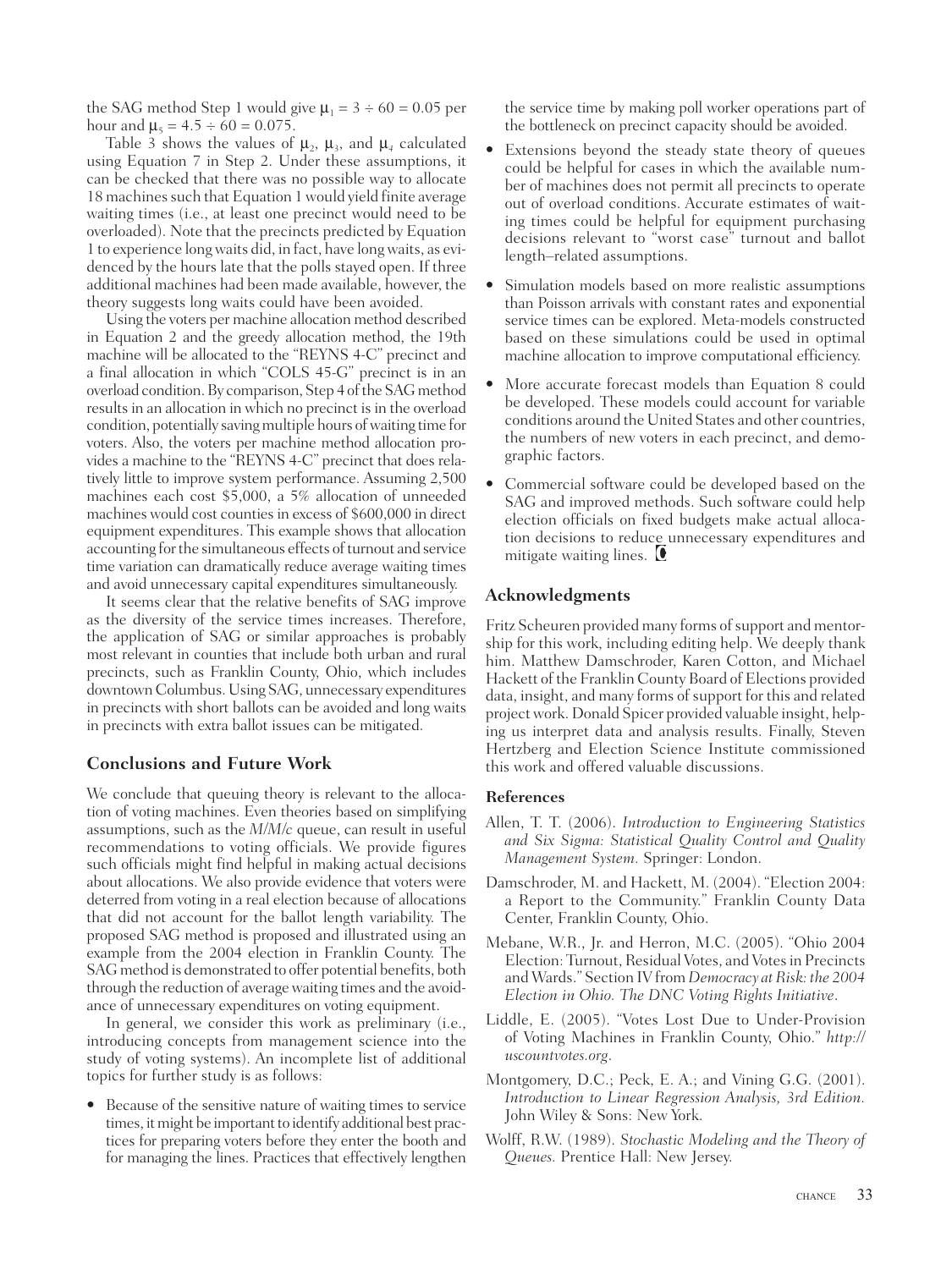the SAG method Step 1 would give $\mu_1 = 3 \div 60 = 0.05$ per hour and $\mu_5 = 4.5 \div 60 = 0.075$.

Table 3 shows the values of $\mu_2$, $\mu_3$, and $\mu_4$ calculated using Equation 7 in Step 2. Under these assumptions, it can be checked that there was no possible way to allocate 18 machines such that Equation 1 would yield finite average waiting times (i.e., at least one precinct would need to be overloaded). Note that the precincts predicted by Equation 1 to experience long waits did, in fact, have long waits, as evidenced by the hours late that the polls stayed open. If three additional machines had been made available, however, the theory suggests long waits could have been avoided.

Using the voters per machine allocation method described in Equation 2 and the greedy allocation method, the 19th machine will be allocated to the "REYNS 4-C" precinct and a final allocation in which "COLS 45-G" precinct is in an overload condition. By comparison, Step 4 of the SAG method results in an allocation in which no precinct is in the overload condition, potentially saving multiple hours of waiting time for voters. Also, the voters per machine method allocation provides a machine to the "REYNS 4-C" precinct that does relatively little to improve system performance. Assuming 2,500 machines each cost \$5,000, a 5% allocation of unneeded machines would cost counties in excess of \$600,000 in direct equipment expenditures. This example shows that allocation accounting for the simultaneous effects of turnout and service time variation can dramatically reduce average waiting times and avoid unnecessary capital expenditures simultaneously.

It seems clear that the relative benefits of SAG improve as the diversity of the service times increases. Therefore, the application of SAG or similar approaches is probably most relevant in counties that include both urban and rural precincts, such as Franklin County, Ohio, which includes downtown Columbus. Using SAG, unnecessary expenditures in precincts with short ballots can be avoided and long waits in precincts with extra ballot issues can be mitigated.

## Conclusions and Future Work

We conclude that queuing theory is relevant to the allocation of voting machines. Even theories based on simplifying assumptions, such as the *M/M/c* queue, can result in useful recommendations to voting officials. We provide figures such officials might find helpful in making actual decisions about allocations. We also provide evidence that voters were deterred from voting in a real election because of allocations that did not account for the ballot length variability. The proposed SAG method is proposed and illustrated using an example from the 2004 election in Franklin County. The SAG method is demonstrated to offer potential benefits, both through the reduction of average waiting times and the avoidance of unnecessary expenditures on voting equipment.

In general, we consider this work as preliminary (i.e., introducing concepts from management science into the study of voting systems). An incomplete list of additional topics for further study is as follows:

- Because of the sensitive nature of waiting times to service times, it might be important to identify additional best practices for preparing voters before they enter the booth and for managing the lines. Practices that effectively lengthen the service time by making poll worker operations part of the bottleneck on precinct capacity should be avoided.
- Extensions beyond the steady state theory of queues could be helpful for cases in which the available number of machines does not permit all precincts to operate out of overload conditions. Accurate estimates of waiting times could be helpful for equipment purchasing decisions relevant to "worst case" turnout and ballot length–related assumptions.
- Simulation models based on more realistic assumptions than Poisson arrivals with constant rates and exponential service times can be explored. Meta-models constructed based on these simulations could be used in optimal machine allocation to improve computational efficiency.
- More accurate forecast models than Equation 8 could be developed. These models could account for variable conditions around the United States and other countries, the numbers of new voters in each precinct, and demographic factors.
- Commercial software could be developed based on the SAG and improved methods. Such software could help election officials on fixed budgets make actual allocation decisions to reduce unnecessary expenditures and mitigate waiting lines.

## Acknowledgments

Fritz Scheuren provided many forms of support and mentorship for this work, including editing help. We deeply thank him. Matthew Damschroder, Karen Cotton, and Michael Hackett of the Franklin County Board of Elections provided data, insight, and many forms of support for this and related project work. Donald Spicer provided valuable insight, helping us interpret data and analysis results. Finally, Steven Hertzberg and Election Science Institute commissioned this work and offered valuable discussions.

### References

Allen, T. T. (2006). *Introduction to Engineering Statistics and Six Sigma: Statistical Quality Control and Quality Management System.* Springer: London.

Damschroder, M. and Hackett, M. (2004). "Election 2004: a Report to the Community." Franklin County Data Center, Franklin County, Ohio.

Mebane, W.R., Jr. and Herron, M.C. (2005). "Ohio 2004 Election: Turnout, Residual Votes, and Votes in Precincts and Wards." Section IV from *Democracy at Risk: the 2004 Election in Ohio. The DNC Voting Rights Initiative*.

Liddle, E. (2005). "Votes Lost Due to Under-Provision of Voting Machines in Franklin County, Ohio." *http://uscountvotes.org*.

Montgomery, D.C.; Peck, E. A.; and Vining G.G. (2001). *Introduction to Linear Regression Analysis, 3rd Edition.* John Wiley & Sons: New York.

Wolff, R.W. (1989). *Stochastic Modeling and the Theory of Queues.* Prentice Hall: New Jersey.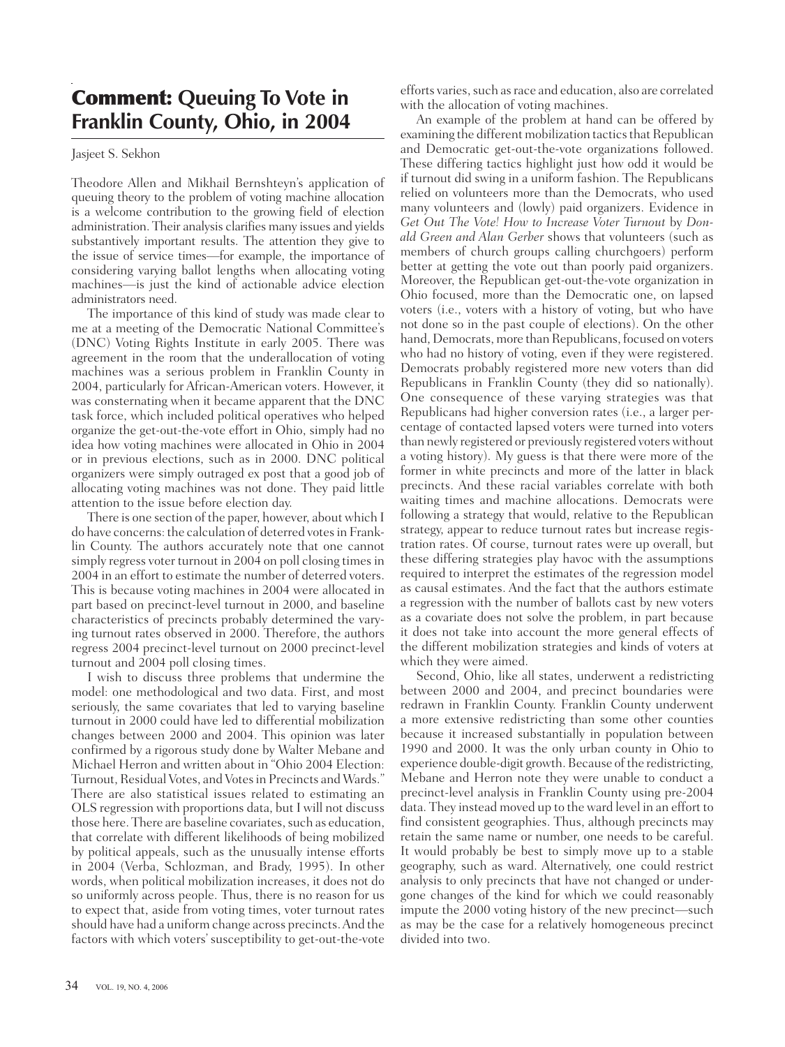# **Comment:** Queuing To Vote in Franklin County, Ohio, in 2004

Jasjeet S. Sekhon

Theodore Allen and Mikhail Bernshteyn's application of queuing theory to the problem of voting machine allocation is a welcome contribution to the growing field of election administration. Their analysis clarifies many issues and yields substantively important results. The attention they give to the issue of service times—for example, the importance of considering varying ballot lengths when allocating voting machines—is just the kind of actionable advice election administrators need.

The importance of this kind of study was made clear to me at a meeting of the Democratic National Committee's (DNC) Voting Rights Institute in early 2005. There was agreement in the room that the underallocation of voting machines was a serious problem in Franklin County in 2004, particularly for African-American voters. However, it was consternating when it became apparent that the DNC task force, which included political operatives who helped organize the get-out-the-vote effort in Ohio, simply had no idea how voting machines were allocated in Ohio in 2004 or in previous elections, such as in 2000. DNC political organizers were simply outraged ex post that a good job of allocating voting machines was not done. They paid little attention to the issue before election day.

There is one section of the paper, however, about which I do have concerns: the calculation of deterred votes in Franklin County. The authors accurately note that one cannot simply regress voter turnout in 2004 on poll closing times in 2004 in an effort to estimate the number of deterred voters. This is because voting machines in 2004 were allocated in part based on precinct-level turnout in 2000, and baseline characteristics of precincts probably determined the varying turnout rates observed in 2000. Therefore, the authors regress 2004 precinct-level turnout on 2000 precinct-level turnout and 2004 poll closing times.

I wish to discuss three problems that undermine the model: one methodological and two data. First, and most seriously, the same covariates that led to varying baseline turnout in 2000 could have led to differential mobilization changes between 2000 and 2004. This opinion was later confirmed by a rigorous study done by Walter Mebane and Michael Herron and written about in "Ohio 2004 Election: Turnout, Residual Votes, and Votes in Precincts and Wards." There are also statistical issues related to estimating an OLS regression with proportions data, but I will not discuss those here. There are baseline covariates, such as education, that correlate with different likelihoods of being mobilized by political appeals, such as the unusually intense efforts in 2004 (Verba, Schlozman, and Brady, 1995). In other words, when political mobilization increases, it does not do so uniformly across people. Thus, there is no reason for us to expect that, aside from voting times, voter turnout rates should have had a uniform change across precincts. And the factors with which voters' susceptibility to get-out-the-vote efforts varies, such as race and education, also are correlated with the allocation of voting machines.

An example of the problem at hand can be offered by examining the different mobilization tactics that Republican and Democratic get-out-the-vote organizations followed. These differing tactics highlight just how odd it would be if turnout did swing in a uniform fashion. The Republicans relied on volunteers more than the Democrats, who used many volunteers and (lowly) paid organizers. Evidence in *Get Out The Vote! How to Increase Voter Turnout* by *Donald Green and Alan Gerber* shows that volunteers (such as members of church groups calling churchgoers) perform better at getting the vote out than poorly paid organizers. Moreover, the Republican get-out-the-vote organization in Ohio focused, more than the Democratic one, on lapsed voters (i.e., voters with a history of voting, but who have not done so in the past couple of elections). On the other hand, Democrats, more than Republicans, focused on voters who had no history of voting, even if they were registered. Democrats probably registered more new voters than did Republicans in Franklin County (they did so nationally). One consequence of these varying strategies was that Republicans had higher conversion rates (i.e., a larger percentage of contacted lapsed voters were turned into voters than newly registered or previously registered voters without a voting history). My guess is that there were more of the former in white precincts and more of the latter in black precincts. And these racial variables correlate with both waiting times and machine allocations. Democrats were following a strategy that would, relative to the Republican strategy, appear to reduce turnout rates but increase registration rates. Of course, turnout rates were up overall, but these differing strategies play havoc with the assumptions required to interpret the estimates of the regression model as causal estimates. And the fact that the authors estimate a regression with the number of ballots cast by new voters as a covariate does not solve the problem, in part because it does not take into account the more general effects of the different mobilization strategies and kinds of voters at which they were aimed.

Second, Ohio, like all states, underwent a redistricting between 2000 and 2004, and precinct boundaries were redrawn in Franklin County. Franklin County underwent a more extensive redistricting than some other counties because it increased substantially in population between 1990 and 2000. It was the only urban county in Ohio to experience double-digit growth. Because of the redistricting, Mebane and Herron note they were unable to conduct a precinct-level analysis in Franklin County using pre-2004 data. They instead moved up to the ward level in an effort to find consistent geographies. Thus, although precincts may retain the same name or number, one needs to be careful. It would probably be best to simply move up to a stable geography, such as ward. Alternatively, one could restrict analysis to only precincts that have not changed or undergone changes of the kind for which we could reasonably impute the 2000 voting history of the new precinct—such as may be the case for a relatively homogeneous precinct divided into two.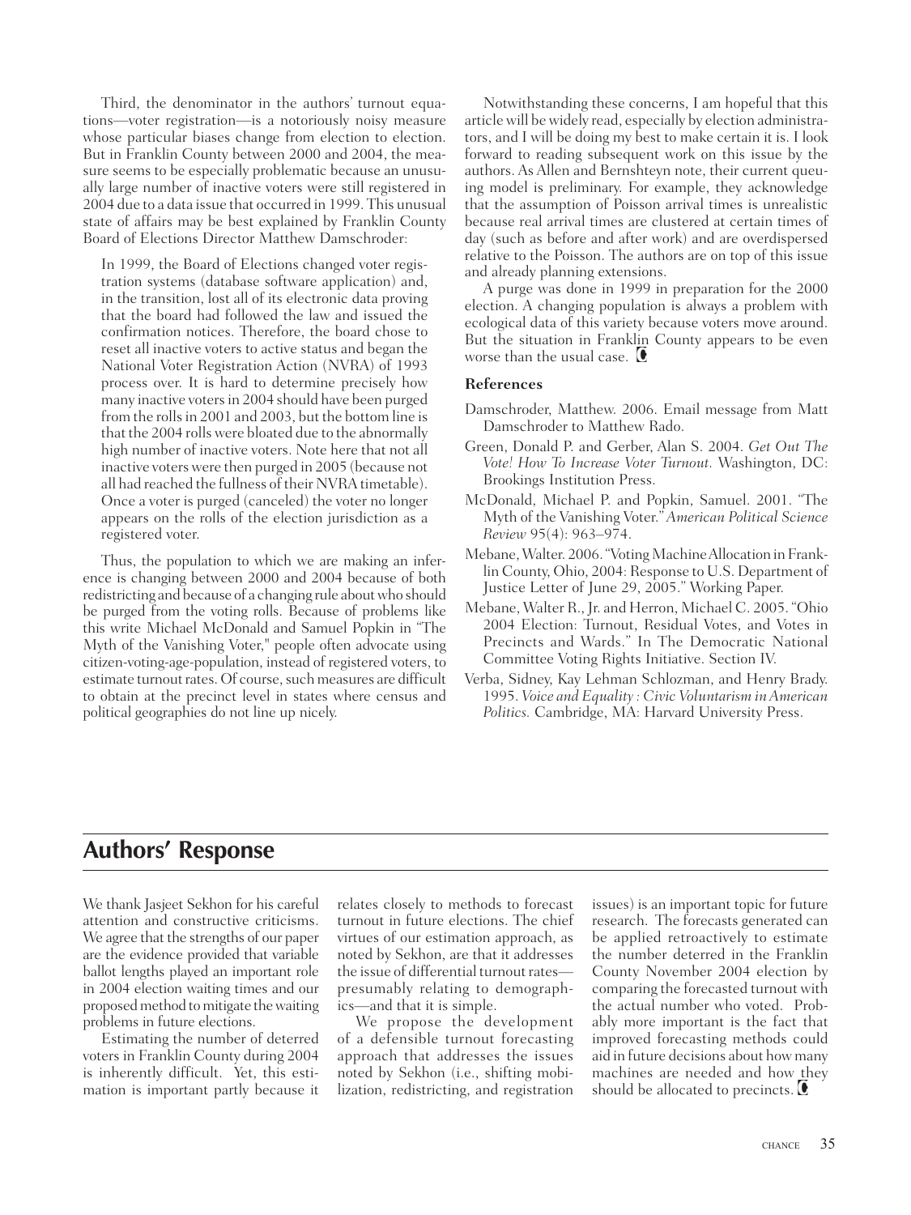Third, the denominator in the authors' turnout equations—voter registration—is a notoriously noisy measure whose particular biases change from election to election. But in Franklin County between 2000 and 2004, the measure seems to be especially problematic because an unusually large number of inactive voters were still registered in 2004 due to a data issue that occurred in 1999. This unusual state of affairs may be best explained by Franklin County Board of Elections Director Matthew Damschroder:

> In 1999, the Board of Elections changed voter registration systems (database software application) and, in the transition, lost all of its electronic data proving that the board had followed the law and issued the confirmation notices. Therefore, the board chose to reset all inactive voters to active status and began the National Voter Registration Action (NVRA) of 1993 process over. It is hard to determine precisely how many inactive voters in 2004 should have been purged from the rolls in 2001 and 2003, but the bottom line is that the 2004 rolls were bloated due to the abnormally high number of inactive voters. Note here that not all inactive voters were then purged in 2005 (because not all had reached the fullness of their NVRA timetable). Once a voter is purged (canceled) the voter no longer appears on the rolls of the election jurisdiction as a registered voter.

Thus, the population to which we are making an inference is changing between 2000 and 2004 because of both redistricting and because of a changing rule about who should be purged from the voting rolls. Because of problems like this write Michael McDonald and Samuel Popkin in "The Myth of the Vanishing Voter," people often advocate using citizen-voting-age-population, instead of registered voters, to estimate turnout rates. Of course, such measures are difficult to obtain at the precinct level in states where census and political geographies do not line up nicely.

Notwithstanding these concerns, I am hopeful that this article will be widely read, especially by election administrators, and I will be doing my best to make certain it is. I look forward to reading subsequent work on this issue by the authors. As Allen and Bernshteyn note, their current queuing model is preliminary. For example, they acknowledge that the assumption of Poisson arrival times is unrealistic because real arrival times are clustered at certain times of day (such as before and after work) and are overdispersed relative to the Poisson. The authors are on top of this issue and already planning extensions.

A purge was done in 1999 in preparation for the 2000 election. A changing population is always a problem with ecological data of this variety because voters move around. But the situation in Franklin County appears to be even worse than the usual case.

### References

Damschroder, Matthew. 2006. Email message from Matt Damschroder to Matthew Rado.

Green, Donald P. and Gerber, Alan S. 2004. *Get Out The Vote! How To Increase Voter Turnout.* Washington, DC: Brookings Institution Press.

McDonald, Michael P. and Popkin, Samuel. 2001. "The Myth of the Vanishing Voter." *American Political Science Review* 95(4): 963–974.

Mebane, Walter. 2006. "Voting Machine Allocation in Franklin County, Ohio, 2004: Response to U.S. Department of Justice Letter of June 29, 2005." Working Paper.

Mebane, Walter R., Jr. and Herron, Michael C. 2005. "Ohio 2004 Election: Turnout, Residual Votes, and Votes in Precincts and Wards." In The Democratic National Committee Voting Rights Initiative. Section IV.

Verba, Sidney, Kay Lehman Schlozman, and Henry Brady. 1995. *Voice and Equality : Civic Voluntarism in American Politics.* Cambridge, MA: Harvard University Press.

## Authors' Response

We thank Jasjeet Sekhon for his careful attention and constructive criticisms. We agree that the strengths of our paper are the evidence provided that variable ballot lengths played an important role in 2004 election waiting times and our proposed method to mitigate the waiting problems in future elections.

Estimating the number of deterred voters in Franklin County during 2004 is inherently difficult. Yet, this estimation is important partly because it relates closely to methods to forecast turnout in future elections. The chief virtues of our estimation approach, as noted by Sekhon, are that it addresses the issue of differential turnout rates—presumably relating to demographics—and that it is simple.

We propose the development of a defensible turnout forecasting approach that addresses the issues noted by Sekhon (i.e., shifting mobilization, redistricting, and registration issues) is an important topic for future research. The forecasts generated can be applied retroactively to estimate the number deterred in the Franklin County November 2004 election by comparing the forecasted turnout with the actual number who voted. Probably more important is the fact that improved forecasting methods could aid in future decisions about how many machines are needed and how they should be allocated to precincts.